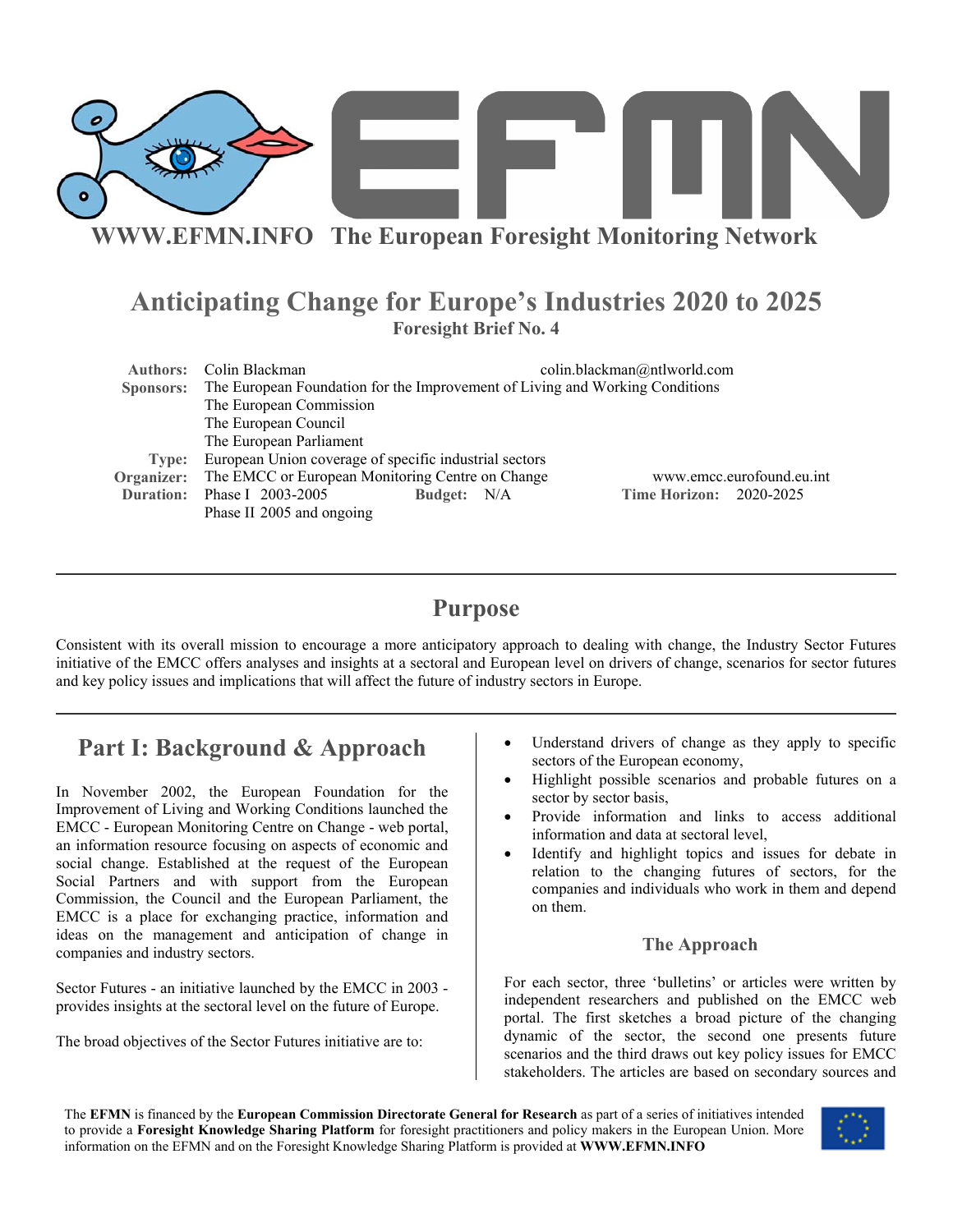**WWW.EFMN.INFO The European Foresight Monitoring Network**

# Anticipating Change for Europe's Industries 2020 to 2025

**Foresight Brief No. 4**

**Authors:** Colin Blackman colin.blackman@ntlworld.com
**Sponsors:** The European Foundation for the Improvement of Living and Working Conditions
The European Commission
The European Council
The European Parliament
**Type:** European Union coverage of specific industrial sectors
**Organizer:** The EMCC or European Monitoring Centre on Change www.emcc.eurofound.eu.int
**Duration:** Phase I 2003-2005 **Budget:** N/A **Time Horizon:** 2020-2025
Phase II 2005 and ongoing

## Purpose

Consistent with its overall mission to encourage a more anticipatory approach to dealing with change, the Industry Sector Futures initiative of the EMCC offers analyses and insights at a sectoral and European level on drivers of change, scenarios for sector futures and key policy issues and implications that will affect the future of industry sectors in Europe.

## Part I: Background & Approach

In November 2002, the European Foundation for the Improvement of Living and Working Conditions launched the EMCC - European Monitoring Centre on Change - web portal, an information resource focusing on aspects of economic and social change. Established at the request of the European Social Partners and with support from the European Commission, the Council and the European Parliament, the EMCC is a place for exchanging practice, information and ideas on the management and anticipation of change in companies and industry sectors.

Sector Futures - an initiative launched by the EMCC in 2003 - provides insights at the sectoral level on the future of Europe.

The broad objectives of the Sector Futures initiative are to:

- Understand drivers of change as they apply to specific sectors of the European economy,
- Highlight possible scenarios and probable futures on a sector by sector basis,
- Provide information and links to access additional information and data at sectoral level,
- Identify and highlight topics and issues for debate in relation to the changing futures of sectors, for the companies and individuals who work in them and depend on them.

### The Approach

For each sector, three 'bulletins' or articles were written by independent researchers and published on the EMCC web portal. The first sketches a broad picture of the changing dynamic of the sector, the second one presents future scenarios and the third draws out key policy issues for EMCC stakeholders. The articles are based on secondary sources and

The **EFMN** is financed by the **European Commission Directorate General for Research** as part of a series of initiatives intended to provide a **Foresight Knowledge Sharing Platform** for foresight practitioners and policy makers in the European Union. More information on the EFMN and on the Foresight Knowledge Sharing Platform is provided at **WWW.EFMN.INFO**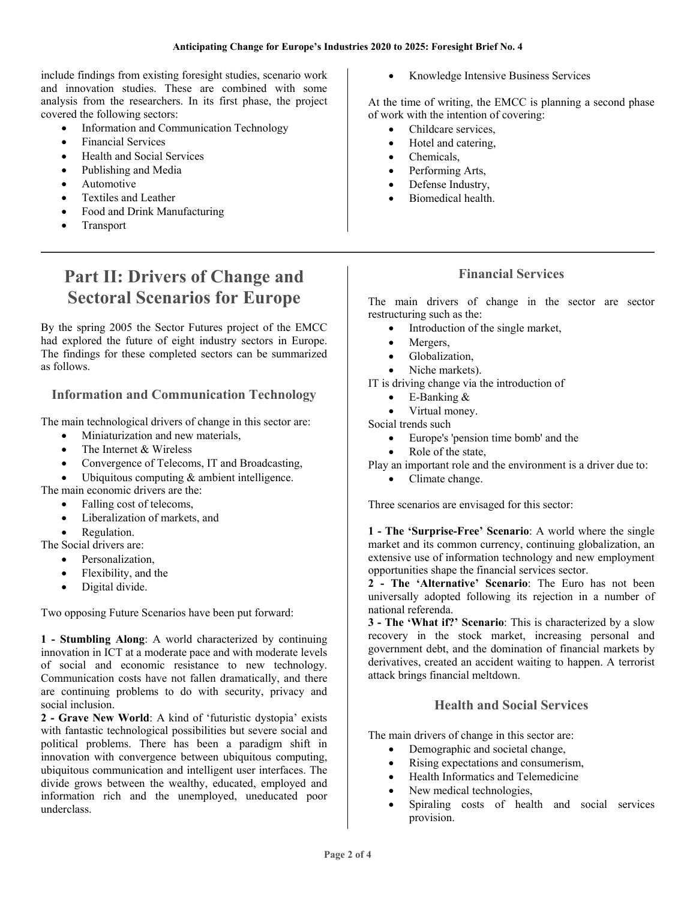include findings from existing foresight studies, scenario work and innovation studies. These are combined with some analysis from the researchers. In its first phase, the project covered the following sectors:

- Information and Communication Technology
- Financial Services
- Health and Social Services
- Publishing and Media
- Automotive
- Textiles and Leather
- Food and Drink Manufacturing
- Transport
- Knowledge Intensive Business Services

At the time of writing, the EMCC is planning a second phase of work with the intention of covering:

- Childcare services,
- Hotel and catering,
- Chemicals,
- Performing Arts,
- Defense Industry,
- Biomedical health.

# Part II: Drivers of Change and Sectoral Scenarios for Europe

By the spring 2005 the Sector Futures project of the EMCC had explored the future of eight industry sectors in Europe. The findings for these completed sectors can be summarized as follows.

## Information and Communication Technology

The main technological drivers of change in this sector are:

- Miniaturization and new materials,
- The Internet & Wireless
- Convergence of Telecoms, IT and Broadcasting,
- Ubiquitous computing & ambient intelligence.

The main economic drivers are the:

- Falling cost of telecoms,
- Liberalization of markets, and
- Regulation.

The Social drivers are:

- Personalization,
- Flexibility, and the
- Digital divide.

Two opposing Future Scenarios have been put forward:

**1 - Stumbling Along**: A world characterized by continuing innovation in ICT at a moderate pace and with moderate levels of social and economic resistance to new technology. Communication costs have not fallen dramatically, and there are continuing problems to do with security, privacy and social inclusion.

**2 - Grave New World**: A kind of 'futuristic dystopia' exists with fantastic technological possibilities but severe social and political problems. There has been a paradigm shift in innovation with convergence between ubiquitous computing, ubiquitous communication and intelligent user interfaces. The divide grows between the wealthy, educated, employed and information rich and the unemployed, uneducated poor underclass.

## Financial Services

The main drivers of change in the sector are sector restructuring such as the:

- Introduction of the single market,
- Mergers,
- Globalization,
- Niche markets).

IT is driving change via the introduction of

- E-Banking &
- Virtual money.

Social trends such

- Europe's 'pension time bomb' and the
- Role of the state,

Play an important role and the environment is a driver due to:

- Climate change.

Three scenarios are envisaged for this sector:

**1 - The 'Surprise-Free' Scenario**: A world where the single market and its common currency, continuing globalization, an extensive use of information technology and new employment opportunities shape the financial services sector.

**2 - The 'Alternative' Scenario**: The Euro has not been universally adopted following its rejection in a number of national referenda.

**3 - The 'What if?' Scenario**: This is characterized by a slow recovery in the stock market, increasing personal and government debt, and the domination of financial markets by derivatives, created an accident waiting to happen. A terrorist attack brings financial meltdown.

## Health and Social Services

The main drivers of change in this sector are:

- Demographic and societal change,
- Rising expectations and consumerism,
- Health Informatics and Telemedicine
- New medical technologies,
- Spiraling costs of health and social services provision.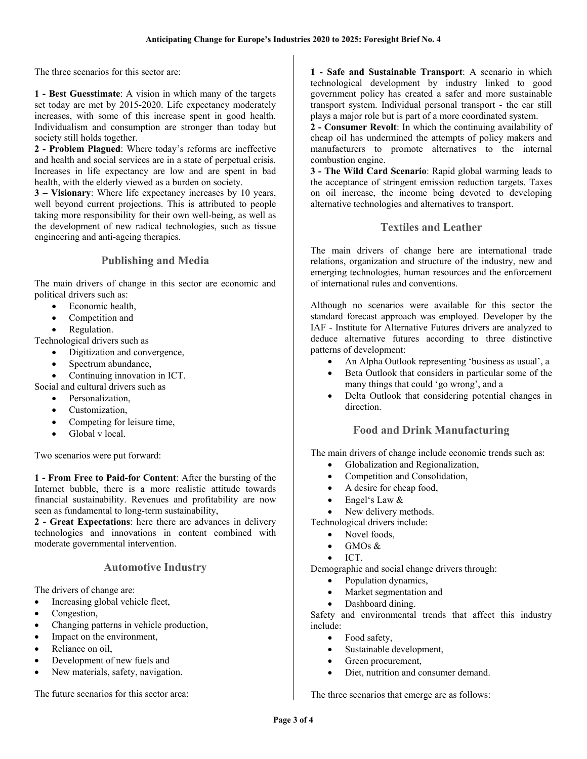The three scenarios for this sector are:

**1 - Best Guesstimate**: A vision in which many of the targets set today are met by 2015-2020. Life expectancy moderately increases, with some of this increase spent in good health. Individualism and consumption are stronger than today but society still holds together.
**2 - Problem Plagued**: Where today's reforms are ineffective and health and social services are in a state of perpetual crisis. Increases in life expectancy are low and are spent in bad health, with the elderly viewed as a burden on society.
**3 – Visionary**: Where life expectancy increases by 10 years, well beyond current projections. This is attributed to people taking more responsibility for their own well-being, as well as the development of new radical technologies, such as tissue engineering and anti-ageing therapies.

## Publishing and Media

The main drivers of change in this sector are economic and political drivers such as:

- Economic health,
- Competition and
- Regulation.

Technological drivers such as

- Digitization and convergence,
- Spectrum abundance,
- Continuing innovation in ICT.

Social and cultural drivers such as

- Personalization,
- Customization,
- Competing for leisure time,
- Global v local.

Two scenarios were put forward:

**1 - From Free to Paid-for Content**: After the bursting of the Internet bubble, there is a more realistic attitude towards financial sustainability. Revenues and profitability are now seen as fundamental to long-term sustainability,
**2 - Great Expectations**: here there are advances in delivery technologies and innovations in content combined with moderate governmental intervention.

## Automotive Industry

The drivers of change are:

- Increasing global vehicle fleet,
- Congestion,
- Changing patterns in vehicle production,
- Impact on the environment,
- Reliance on oil,
- Development of new fuels and
- New materials, safety, navigation.

The future scenarios for this sector area:

**1 - Safe and Sustainable Transport**: A scenario in which technological development by industry linked to good government policy has created a safer and more sustainable transport system. Individual personal transport - the car still plays a major role but is part of a more coordinated system.
**2 - Consumer Revolt**: In which the continuing availability of cheap oil has undermined the attempts of policy makers and manufacturers to promote alternatives to the internal combustion engine.
**3 - The Wild Card Scenario**: Rapid global warming leads to the acceptance of stringent emission reduction targets. Taxes on oil increase, the income being devoted to developing alternative technologies and alternatives to transport.

## Textiles and Leather

The main drivers of change here are international trade relations, organization and structure of the industry, new and emerging technologies, human resources and the enforcement of international rules and conventions.

Although no scenarios were available for this sector the standard forecast approach was employed. Developer by the IAF - Institute for Alternative Futures drivers are analyzed to deduce alternative futures according to three distinctive patterns of development:

- An Alpha Outlook representing 'business as usual', a
- Beta Outlook that considers in particular some of the many things that could 'go wrong', and a
- Delta Outlook that considering potential changes in direction.

## Food and Drink Manufacturing

The main drivers of change include economic trends such as:

- Globalization and Regionalization,
- Competition and Consolidation,
- A desire for cheap food,
- Engel's Law &
- New delivery methods.

Technological drivers include:

- Novel foods,
- GMOs &
- ICT.

Demographic and social change drivers through:

- Population dynamics,
- Market segmentation and
- Dashboard dining.

Safety and environmental trends that affect this industry include:

- Food safety,
- Sustainable development,
- Green procurement,
- Diet, nutrition and consumer demand.

The three scenarios that emerge are as follows: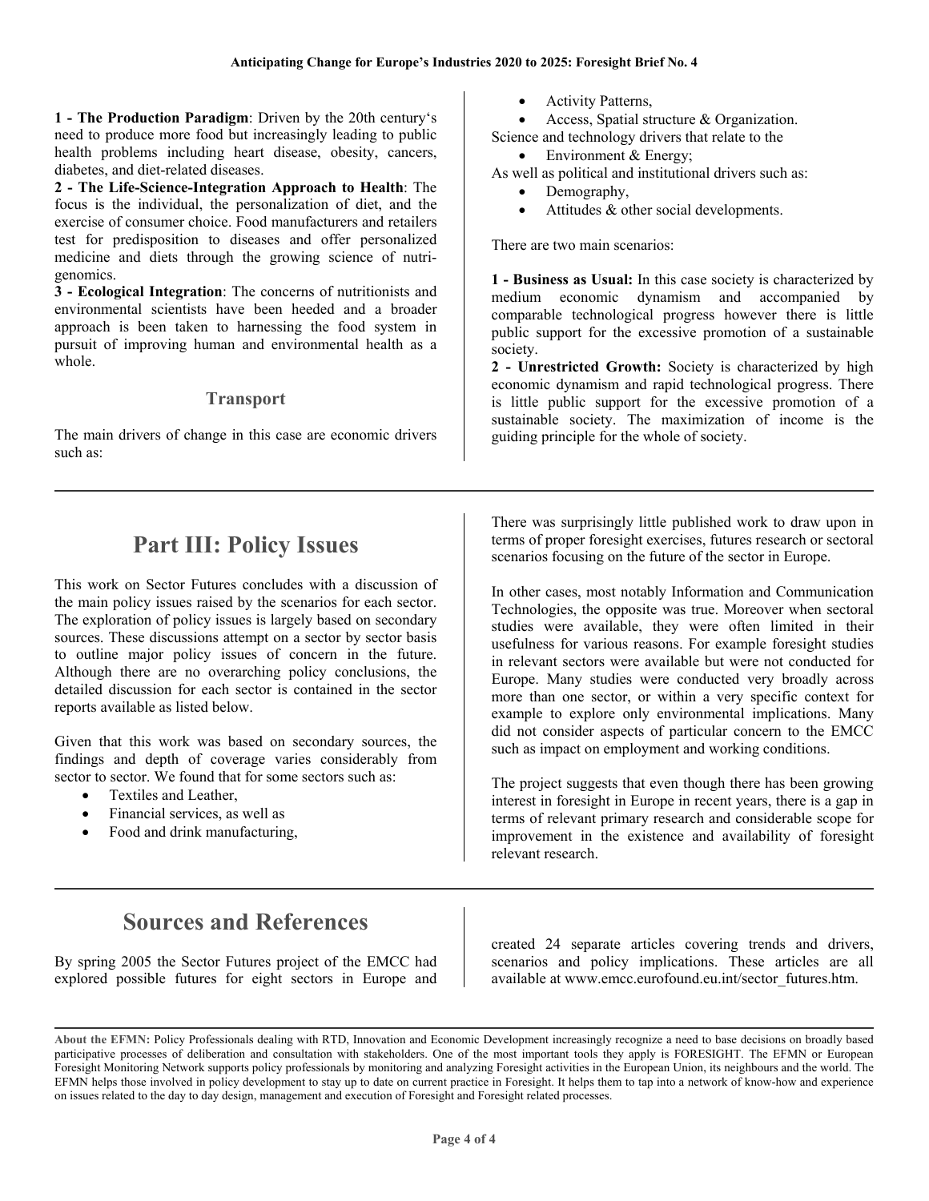**1 - The Production Paradigm**: Driven by the 20th century's need to produce more food but increasingly leading to public health problems including heart disease, obesity, cancers, diabetes, and diet-related diseases.

**2 - The Life-Science-Integration Approach to Health**: The focus is the individual, the personalization of diet, and the exercise of consumer choice. Food manufacturers and retailers test for predisposition to diseases and offer personalized medicine and diets through the growing science of nutri-genomics.

**3 - Ecological Integration**: The concerns of nutritionists and environmental scientists have been heeded and a broader approach is been taken to harnessing the food system in pursuit of improving human and environmental health as a whole.

### Transport

The main drivers of change in this case are economic drivers such as:

- Activity Patterns,
- Access, Spatial structure & Organization.

Science and technology drivers that relate to the

- Environment & Energy;

As well as political and institutional drivers such as:

- Demography,
- Attitudes & other social developments.

There are two main scenarios:

**1 - Business as Usual:** In this case society is characterized by medium economic dynamism and accompanied by comparable technological progress however there is little public support for the excessive promotion of a sustainable society.

**2 - Unrestricted Growth:** Society is characterized by high economic dynamism and rapid technological progress. There is little public support for the excessive promotion of a sustainable society. The maximization of income is the guiding principle for the whole of society.

## Part III: Policy Issues

This work on Sector Futures concludes with a discussion of the main policy issues raised by the scenarios for each sector. The exploration of policy issues is largely based on secondary sources. These discussions attempt on a sector by sector basis to outline major policy issues of concern in the future. Although there are no overarching policy conclusions, the detailed discussion for each sector is contained in the sector reports available as listed below.

Given that this work was based on secondary sources, the findings and depth of coverage varies considerably from sector to sector. We found that for some sectors such as:

- Textiles and Leather,
- Financial services, as well as
- Food and drink manufacturing,

There was surprisingly little published work to draw upon in terms of proper foresight exercises, futures research or sectoral scenarios focusing on the future of the sector in Europe.

In other cases, most notably Information and Communication Technologies, the opposite was true. Moreover when sectoral studies were available, they were often limited in their usefulness for various reasons. For example foresight studies in relevant sectors were available but were not conducted for Europe. Many studies were conducted very broadly across more than one sector, or within a very specific context for example to explore only environmental implications. Many did not consider aspects of particular concern to the EMCC such as impact on employment and working conditions.

The project suggests that even though there has been growing interest in foresight in Europe in recent years, there is a gap in terms of relevant primary research and considerable scope for improvement in the existence and availability of foresight relevant research.

## Sources and References

By spring 2005 the Sector Futures project of the EMCC had explored possible futures for eight sectors in Europe and created 24 separate articles covering trends and drivers, scenarios and policy implications. These articles are all available at www.emcc.eurofound.eu.int/sector_futures.htm.

**About the EFMN:** Policy Professionals dealing with RTD, Innovation and Economic Development increasingly recognize a need to base decisions on broadly based participative processes of deliberation and consultation with stakeholders. One of the most important tools they apply is FORESIGHT. The EFMN or European Foresight Monitoring Network supports policy professionals by monitoring and analyzing Foresight activities in the European Union, its neighbours and the world. The EFMN helps those involved in policy development to stay up to date on current practice in Foresight. It helps them to tap into a network of know-how and experience on issues related to the day to day design, management and execution of Foresight and Foresight related processes.